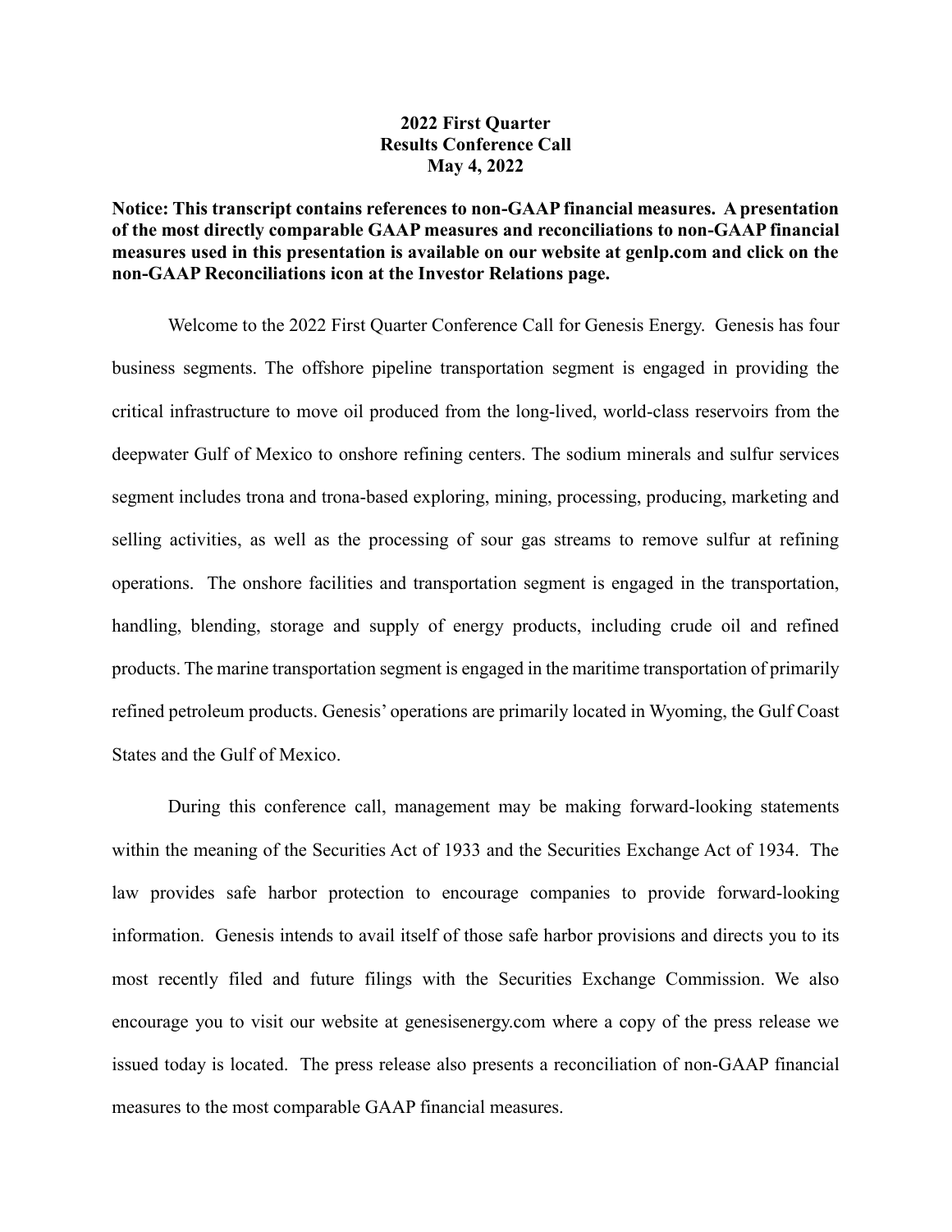**2022 First Quarter**
**Results Conference Call**
**May 4, 2022**

**Notice: This transcript contains references to non-GAAP financial measures. A presentation of the most directly comparable GAAP measures and reconciliations to non-GAAP financial measures used in this presentation is available on our website at genlp.com and click on the non-GAAP Reconciliations icon at the Investor Relations page.**

Welcome to the 2022 First Quarter Conference Call for Genesis Energy. Genesis has four business segments. The offshore pipeline transportation segment is engaged in providing the critical infrastructure to move oil produced from the long-lived, world-class reservoirs from the deepwater Gulf of Mexico to onshore refining centers. The sodium minerals and sulfur services segment includes trona and trona-based exploring, mining, processing, producing, marketing and selling activities, as well as the processing of sour gas streams to remove sulfur at refining operations. The onshore facilities and transportation segment is engaged in the transportation, handling, blending, storage and supply of energy products, including crude oil and refined products. The marine transportation segment is engaged in the maritime transportation of primarily refined petroleum products. Genesis' operations are primarily located in Wyoming, the Gulf Coast States and the Gulf of Mexico.

During this conference call, management may be making forward-looking statements within the meaning of the Securities Act of 1933 and the Securities Exchange Act of 1934. The law provides safe harbor protection to encourage companies to provide forward-looking information. Genesis intends to avail itself of those safe harbor provisions and directs you to its most recently filed and future filings with the Securities Exchange Commission. We also encourage you to visit our website at genesisenergy.com where a copy of the press release we issued today is located. The press release also presents a reconciliation of non-GAAP financial measures to the most comparable GAAP financial measures.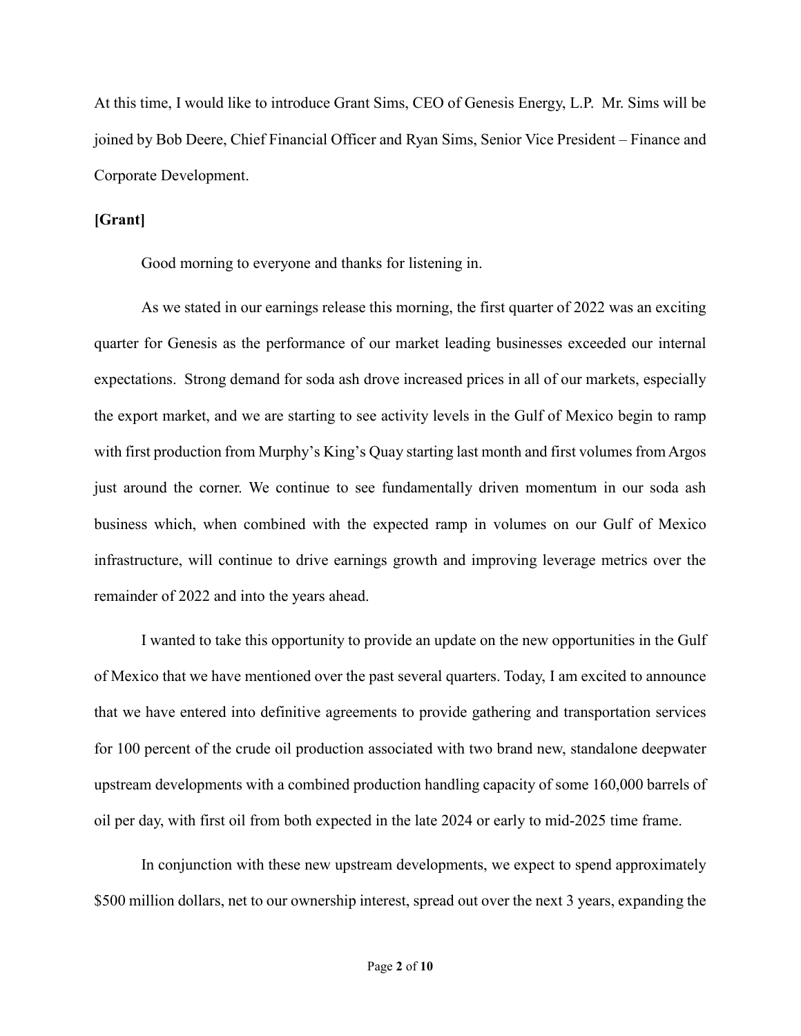At this time, I would like to introduce Grant Sims, CEO of Genesis Energy, L.P. Mr. Sims will be joined by Bob Deere, Chief Financial Officer and Ryan Sims, Senior Vice President – Finance and Corporate Development.

**[Grant]**

Good morning to everyone and thanks for listening in.

As we stated in our earnings release this morning, the first quarter of 2022 was an exciting quarter for Genesis as the performance of our market leading businesses exceeded our internal expectations. Strong demand for soda ash drove increased prices in all of our markets, especially the export market, and we are starting to see activity levels in the Gulf of Mexico begin to ramp with first production from Murphy's King's Quay starting last month and first volumes from Argos just around the corner. We continue to see fundamentally driven momentum in our soda ash business which, when combined with the expected ramp in volumes on our Gulf of Mexico infrastructure, will continue to drive earnings growth and improving leverage metrics over the remainder of 2022 and into the years ahead.

I wanted to take this opportunity to provide an update on the new opportunities in the Gulf of Mexico that we have mentioned over the past several quarters. Today, I am excited to announce that we have entered into definitive agreements to provide gathering and transportation services for 100 percent of the crude oil production associated with two brand new, standalone deepwater upstream developments with a combined production handling capacity of some 160,000 barrels of oil per day, with first oil from both expected in the late 2024 or early to mid-2025 time frame.

In conjunction with these new upstream developments, we expect to spend approximately $500 million dollars, net to our ownership interest, spread out over the next 3 years, expanding the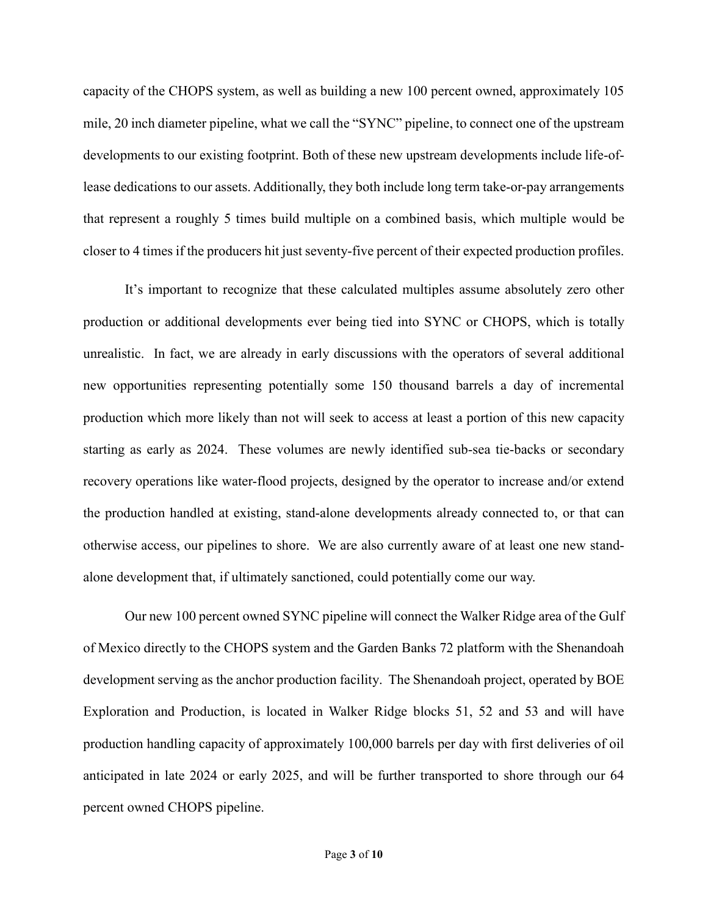capacity of the CHOPS system, as well as building a new 100 percent owned, approximately 105 mile, 20 inch diameter pipeline, what we call the "SYNC" pipeline, to connect one of the upstream developments to our existing footprint. Both of these new upstream developments include life-of-lease dedications to our assets. Additionally, they both include long term take-or-pay arrangements that represent a roughly 5 times build multiple on a combined basis, which multiple would be closer to 4 times if the producers hit just seventy-five percent of their expected production profiles.

It's important to recognize that these calculated multiples assume absolutely zero other production or additional developments ever being tied into SYNC or CHOPS, which is totally unrealistic. In fact, we are already in early discussions with the operators of several additional new opportunities representing potentially some 150 thousand barrels a day of incremental production which more likely than not will seek to access at least a portion of this new capacity starting as early as 2024. These volumes are newly identified sub-sea tie-backs or secondary recovery operations like water-flood projects, designed by the operator to increase and/or extend the production handled at existing, stand-alone developments already connected to, or that can otherwise access, our pipelines to shore. We are also currently aware of at least one new stand-alone development that, if ultimately sanctioned, could potentially come our way.

Our new 100 percent owned SYNC pipeline will connect the Walker Ridge area of the Gulf of Mexico directly to the CHOPS system and the Garden Banks 72 platform with the Shenandoah development serving as the anchor production facility. The Shenandoah project, operated by BOE Exploration and Production, is located in Walker Ridge blocks 51, 52 and 53 and will have production handling capacity of approximately 100,000 barrels per day with first deliveries of oil anticipated in late 2024 or early 2025, and will be further transported to shore through our 64 percent owned CHOPS pipeline.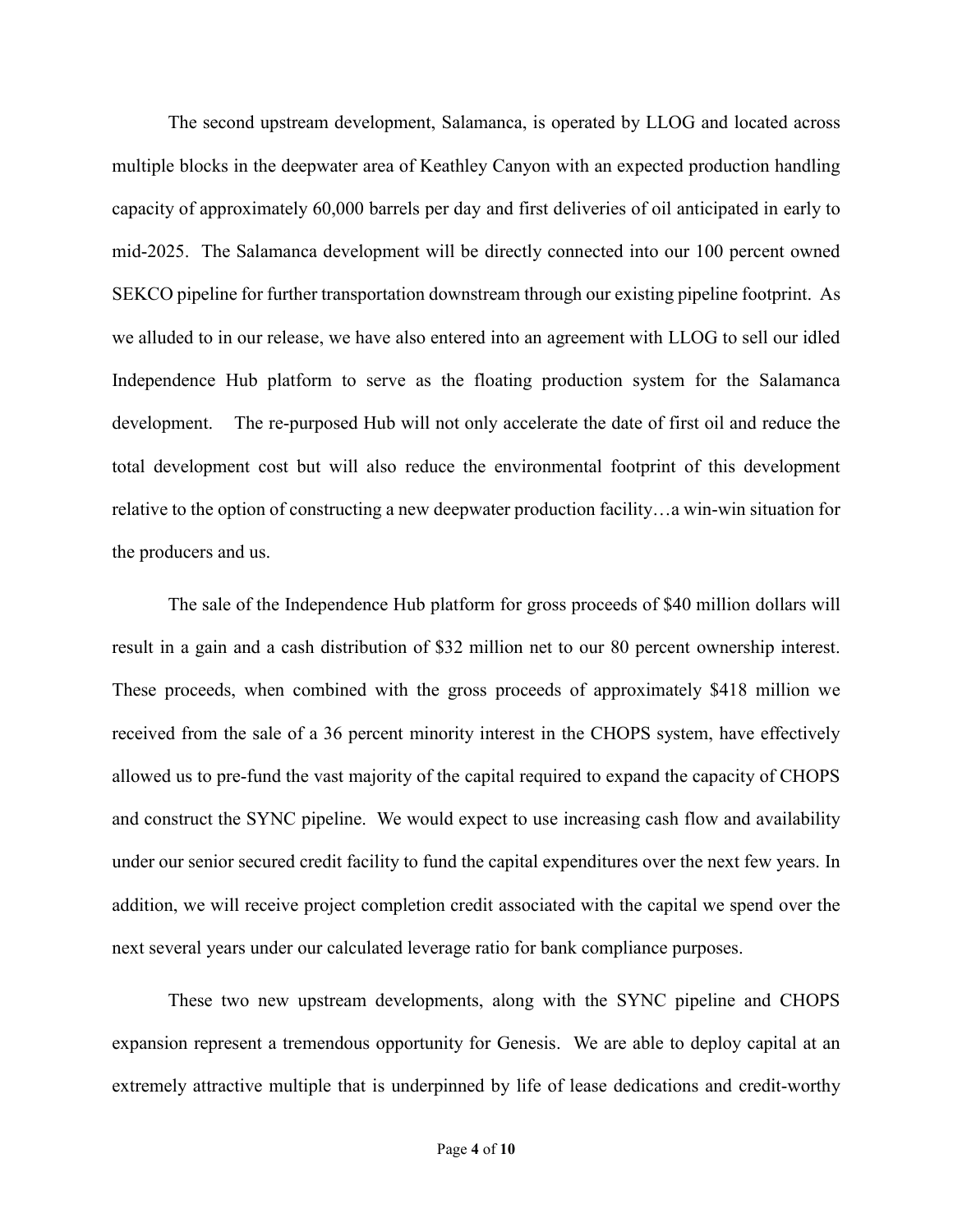The second upstream development, Salamanca, is operated by LLOG and located across multiple blocks in the deepwater area of Keathley Canyon with an expected production handling capacity of approximately 60,000 barrels per day and first deliveries of oil anticipated in early to mid-2025. The Salamanca development will be directly connected into our 100 percent owned SEKCO pipeline for further transportation downstream through our existing pipeline footprint. As we alluded to in our release, we have also entered into an agreement with LLOG to sell our idled Independence Hub platform to serve as the floating production system for the Salamanca development. The re-purposed Hub will not only accelerate the date of first oil and reduce the total development cost but will also reduce the environmental footprint of this development relative to the option of constructing a new deepwater production facility…a win-win situation for the producers and us.

The sale of the Independence Hub platform for gross proceeds of $40 million dollars will result in a gain and a cash distribution of $32 million net to our 80 percent ownership interest. These proceeds, when combined with the gross proceeds of approximately $418 million we received from the sale of a 36 percent minority interest in the CHOPS system, have effectively allowed us to pre-fund the vast majority of the capital required to expand the capacity of CHOPS and construct the SYNC pipeline. We would expect to use increasing cash flow and availability under our senior secured credit facility to fund the capital expenditures over the next few years. In addition, we will receive project completion credit associated with the capital we spend over the next several years under our calculated leverage ratio for bank compliance purposes.

These two new upstream developments, along with the SYNC pipeline and CHOPS expansion represent a tremendous opportunity for Genesis. We are able to deploy capital at an extremely attractive multiple that is underpinned by life of lease dedications and credit-worthy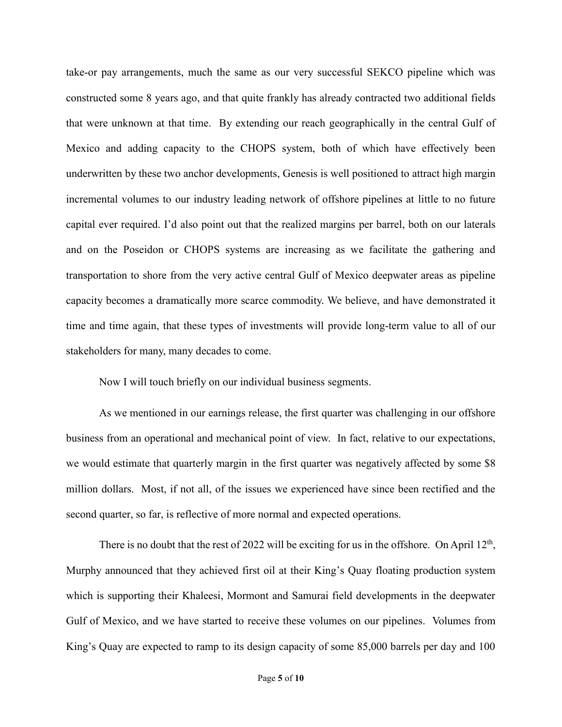take-or pay arrangements, much the same as our very successful SEKCO pipeline which was constructed some 8 years ago, and that quite frankly has already contracted two additional fields that were unknown at that time. By extending our reach geographically in the central Gulf of Mexico and adding capacity to the CHOPS system, both of which have effectively been underwritten by these two anchor developments, Genesis is well positioned to attract high margin incremental volumes to our industry leading network of offshore pipelines at little to no future capital ever required. I'd also point out that the realized margins per barrel, both on our laterals and on the Poseidon or CHOPS systems are increasing as we facilitate the gathering and transportation to shore from the very active central Gulf of Mexico deepwater areas as pipeline capacity becomes a dramatically more scarce commodity. We believe, and have demonstrated it time and time again, that these types of investments will provide long-term value to all of our stakeholders for many, many decades to come.

Now I will touch briefly on our individual business segments.

As we mentioned in our earnings release, the first quarter was challenging in our offshore business from an operational and mechanical point of view. In fact, relative to our expectations, we would estimate that quarterly margin in the first quarter was negatively affected by some $8 million dollars. Most, if not all, of the issues we experienced have since been rectified and the second quarter, so far, is reflective of more normal and expected operations.

There is no doubt that the rest of 2022 will be exciting for us in the offshore. On April 12th, Murphy announced that they achieved first oil at their King's Quay floating production system which is supporting their Khaleesi, Mormont and Samurai field developments in the deepwater Gulf of Mexico, and we have started to receive these volumes on our pipelines. Volumes from King's Quay are expected to ramp to its design capacity of some 85,000 barrels per day and 100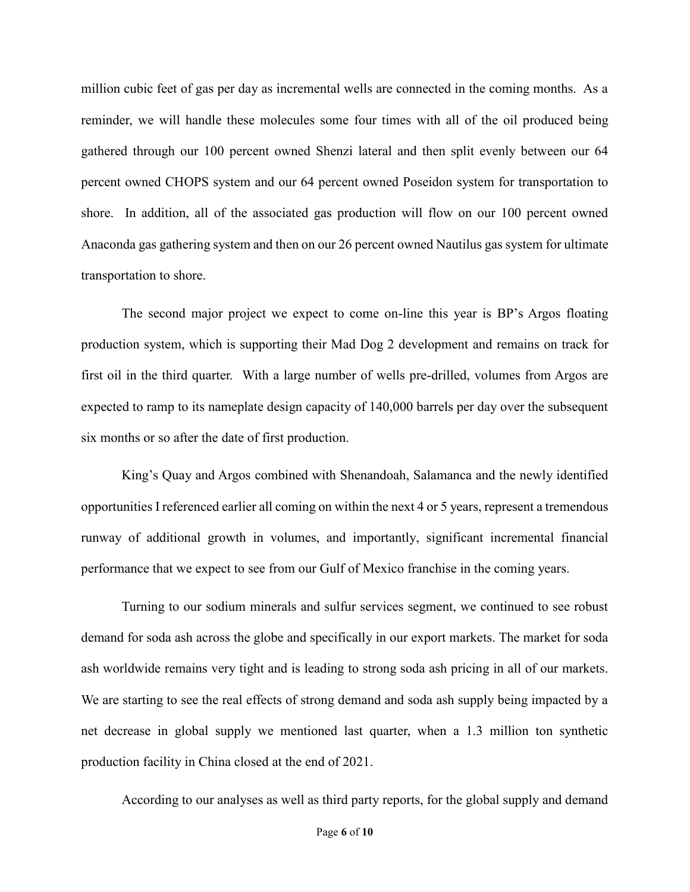million cubic feet of gas per day as incremental wells are connected in the coming months. As a reminder, we will handle these molecules some four times with all of the oil produced being gathered through our 100 percent owned Shenzi lateral and then split evenly between our 64 percent owned CHOPS system and our 64 percent owned Poseidon system for transportation to shore. In addition, all of the associated gas production will flow on our 100 percent owned Anaconda gas gathering system and then on our 26 percent owned Nautilus gas system for ultimate transportation to shore.

The second major project we expect to come on-line this year is BP's Argos floating production system, which is supporting their Mad Dog 2 development and remains on track for first oil in the third quarter. With a large number of wells pre-drilled, volumes from Argos are expected to ramp to its nameplate design capacity of 140,000 barrels per day over the subsequent six months or so after the date of first production.

King's Quay and Argos combined with Shenandoah, Salamanca and the newly identified opportunities I referenced earlier all coming on within the next 4 or 5 years, represent a tremendous runway of additional growth in volumes, and importantly, significant incremental financial performance that we expect to see from our Gulf of Mexico franchise in the coming years.

Turning to our sodium minerals and sulfur services segment, we continued to see robust demand for soda ash across the globe and specifically in our export markets. The market for soda ash worldwide remains very tight and is leading to strong soda ash pricing in all of our markets. We are starting to see the real effects of strong demand and soda ash supply being impacted by a net decrease in global supply we mentioned last quarter, when a 1.3 million ton synthetic production facility in China closed at the end of 2021.

According to our analyses as well as third party reports, for the global supply and demand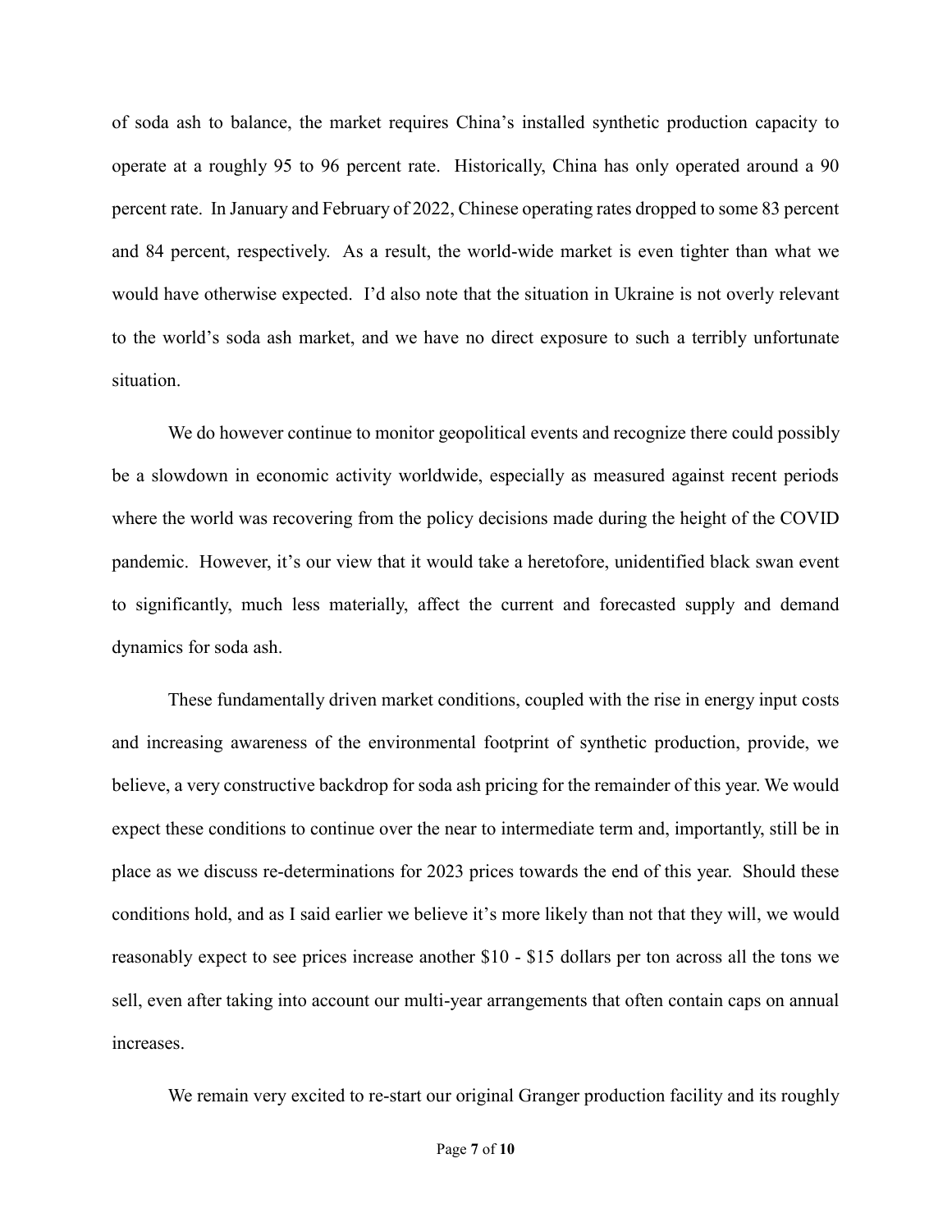of soda ash to balance, the market requires China's installed synthetic production capacity to operate at a roughly 95 to 96 percent rate. Historically, China has only operated around a 90 percent rate. In January and February of 2022, Chinese operating rates dropped to some 83 percent and 84 percent, respectively. As a result, the world-wide market is even tighter than what we would have otherwise expected. I'd also note that the situation in Ukraine is not overly relevant to the world's soda ash market, and we have no direct exposure to such a terribly unfortunate situation.

We do however continue to monitor geopolitical events and recognize there could possibly be a slowdown in economic activity worldwide, especially as measured against recent periods where the world was recovering from the policy decisions made during the height of the COVID pandemic. However, it's our view that it would take a heretofore, unidentified black swan event to significantly, much less materially, affect the current and forecasted supply and demand dynamics for soda ash.

These fundamentally driven market conditions, coupled with the rise in energy input costs and increasing awareness of the environmental footprint of synthetic production, provide, we believe, a very constructive backdrop for soda ash pricing for the remainder of this year. We would expect these conditions to continue over the near to intermediate term and, importantly, still be in place as we discuss re-determinations for 2023 prices towards the end of this year. Should these conditions hold, and as I said earlier we believe it's more likely than not that they will, we would reasonably expect to see prices increase another $10 - $15 dollars per ton across all the tons we sell, even after taking into account our multi-year arrangements that often contain caps on annual increases.

We remain very excited to re-start our original Granger production facility and its roughly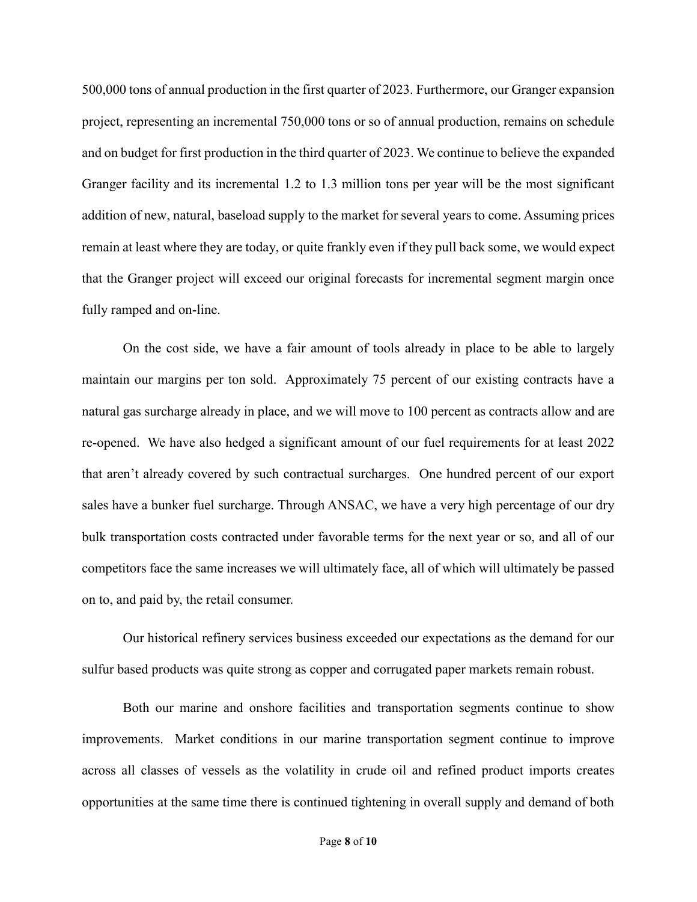500,000 tons of annual production in the first quarter of 2023. Furthermore, our Granger expansion project, representing an incremental 750,000 tons or so of annual production, remains on schedule and on budget for first production in the third quarter of 2023. We continue to believe the expanded Granger facility and its incremental 1.2 to 1.3 million tons per year will be the most significant addition of new, natural, baseload supply to the market for several years to come. Assuming prices remain at least where they are today, or quite frankly even if they pull back some, we would expect that the Granger project will exceed our original forecasts for incremental segment margin once fully ramped and on-line.

On the cost side, we have a fair amount of tools already in place to be able to largely maintain our margins per ton sold. Approximately 75 percent of our existing contracts have a natural gas surcharge already in place, and we will move to 100 percent as contracts allow and are re-opened. We have also hedged a significant amount of our fuel requirements for at least 2022 that aren't already covered by such contractual surcharges. One hundred percent of our export sales have a bunker fuel surcharge. Through ANSAC, we have a very high percentage of our dry bulk transportation costs contracted under favorable terms for the next year or so, and all of our competitors face the same increases we will ultimately face, all of which will ultimately be passed on to, and paid by, the retail consumer.

Our historical refinery services business exceeded our expectations as the demand for our sulfur based products was quite strong as copper and corrugated paper markets remain robust.

Both our marine and onshore facilities and transportation segments continue to show improvements. Market conditions in our marine transportation segment continue to improve across all classes of vessels as the volatility in crude oil and refined product imports creates opportunities at the same time there is continued tightening in overall supply and demand of both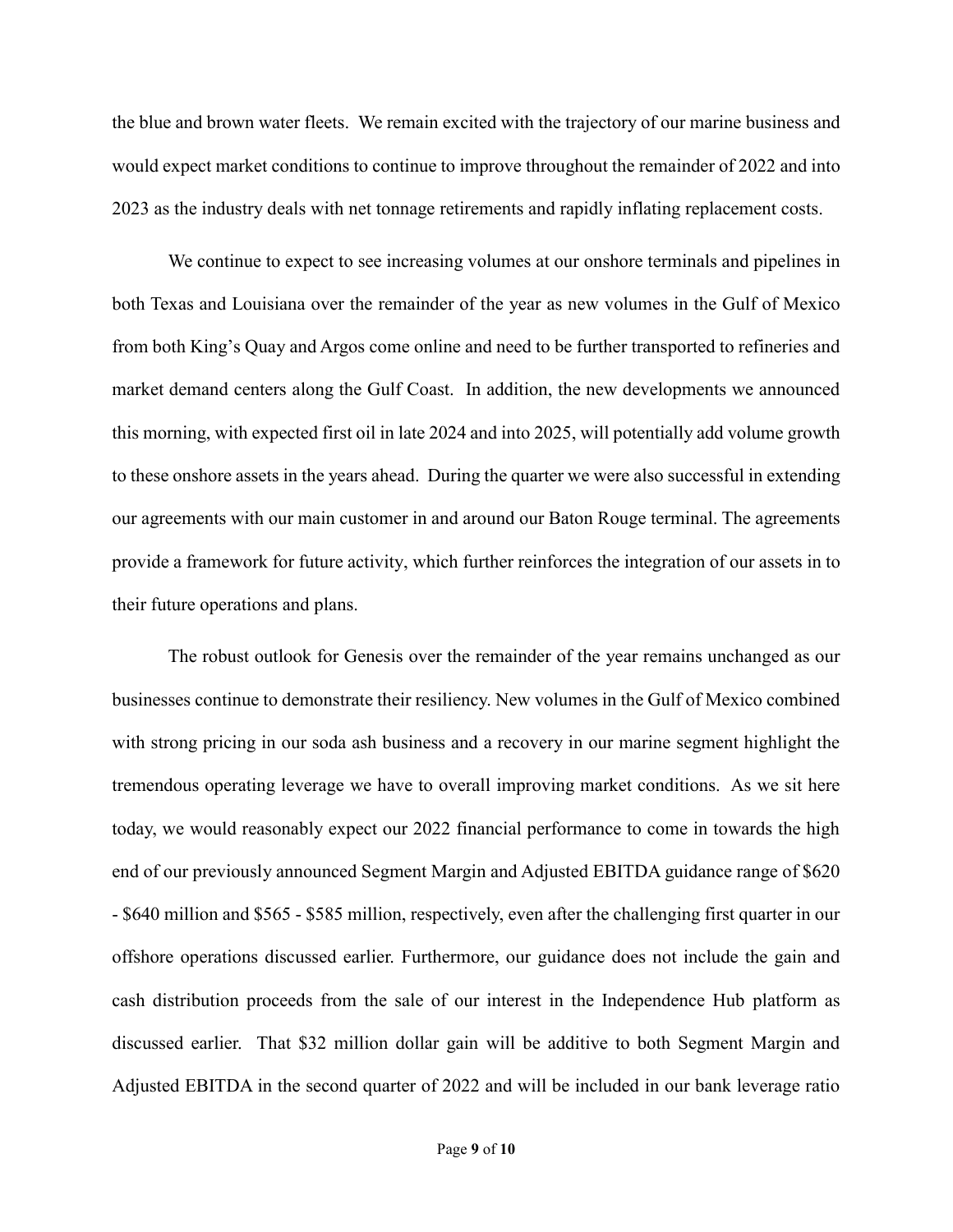the blue and brown water fleets. We remain excited with the trajectory of our marine business and would expect market conditions to continue to improve throughout the remainder of 2022 and into 2023 as the industry deals with net tonnage retirements and rapidly inflating replacement costs.

We continue to expect to see increasing volumes at our onshore terminals and pipelines in both Texas and Louisiana over the remainder of the year as new volumes in the Gulf of Mexico from both King's Quay and Argos come online and need to be further transported to refineries and market demand centers along the Gulf Coast. In addition, the new developments we announced this morning, with expected first oil in late 2024 and into 2025, will potentially add volume growth to these onshore assets in the years ahead. During the quarter we were also successful in extending our agreements with our main customer in and around our Baton Rouge terminal. The agreements provide a framework for future activity, which further reinforces the integration of our assets in to their future operations and plans.

The robust outlook for Genesis over the remainder of the year remains unchanged as our businesses continue to demonstrate their resiliency. New volumes in the Gulf of Mexico combined with strong pricing in our soda ash business and a recovery in our marine segment highlight the tremendous operating leverage we have to overall improving market conditions. As we sit here today, we would reasonably expect our 2022 financial performance to come in towards the high end of our previously announced Segment Margin and Adjusted EBITDA guidance range of $620 - $640 million and $565 - $585 million, respectively, even after the challenging first quarter in our offshore operations discussed earlier. Furthermore, our guidance does not include the gain and cash distribution proceeds from the sale of our interest in the Independence Hub platform as discussed earlier. That $32 million dollar gain will be additive to both Segment Margin and Adjusted EBITDA in the second quarter of 2022 and will be included in our bank leverage ratio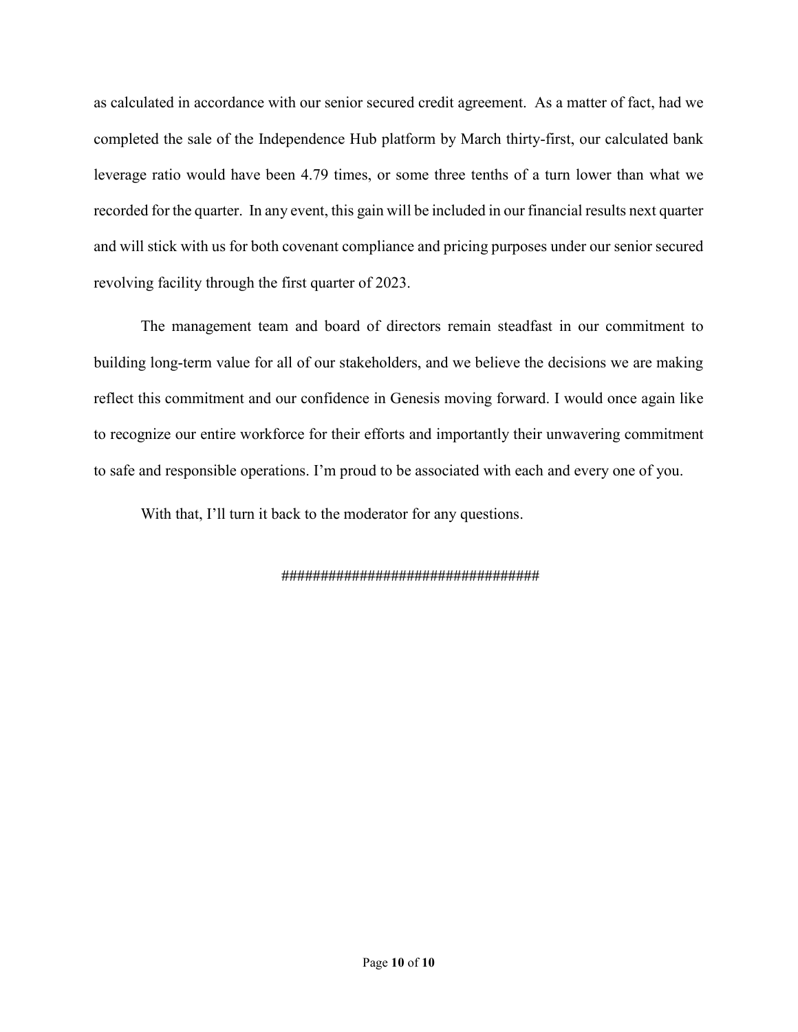as calculated in accordance with our senior secured credit agreement. As a matter of fact, had we completed the sale of the Independence Hub platform by March thirty-first, our calculated bank leverage ratio would have been 4.79 times, or some three tenths of a turn lower than what we recorded for the quarter. In any event, this gain will be included in our financial results next quarter and will stick with us for both covenant compliance and pricing purposes under our senior secured revolving facility through the first quarter of 2023.

The management team and board of directors remain steadfast in our commitment to building long-term value for all of our stakeholders, and we believe the decisions we are making reflect this commitment and our confidence in Genesis moving forward. I would once again like to recognize our entire workforce for their efforts and importantly their unwavering commitment to safe and responsible operations. I'm proud to be associated with each and every one of you.

With that, I'll turn it back to the moderator for any questions.

################################